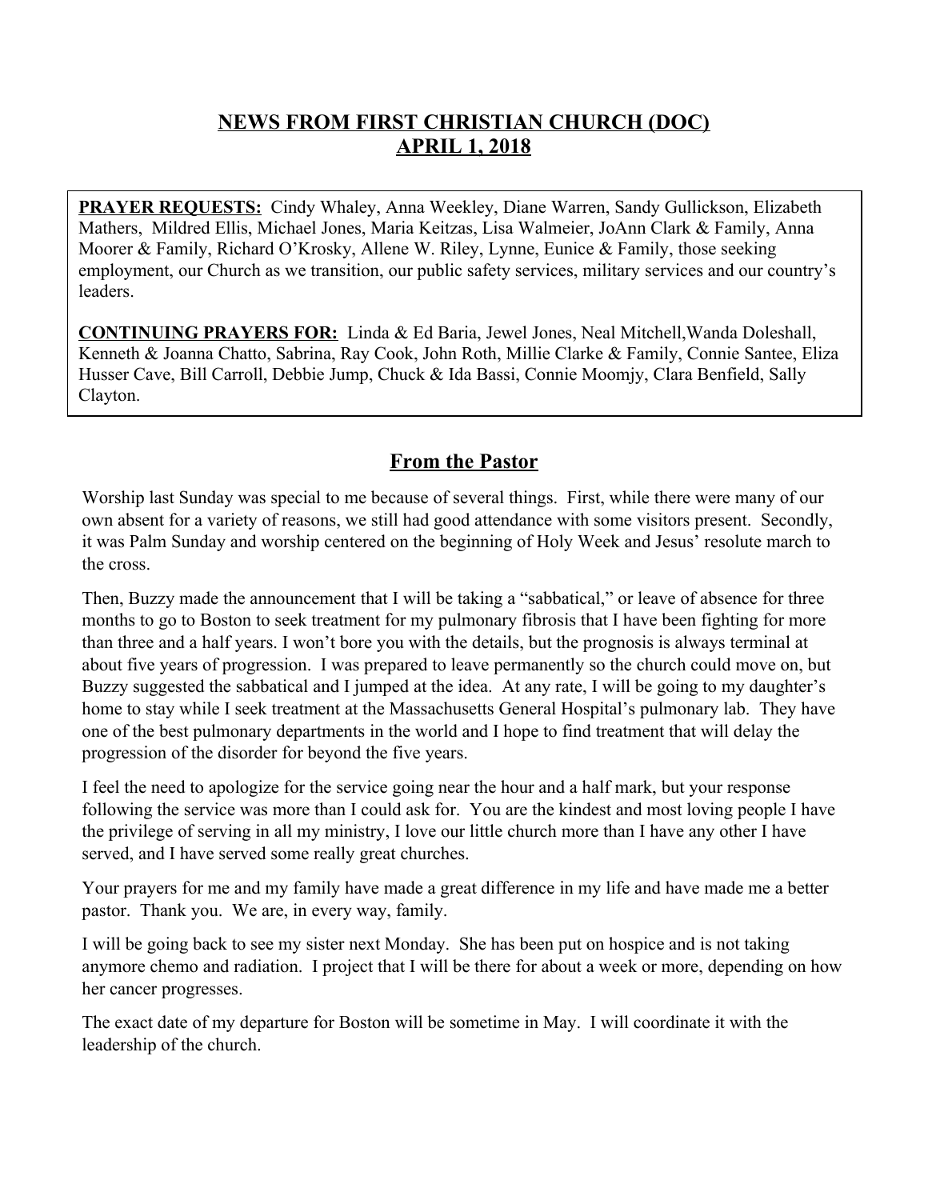# NEWS FROM FIRST CHRISTIAN CHURCH (DOC)
# APRIL 1, 2018

**PRAYER REQUESTS:** Cindy Whaley, Anna Weekley, Diane Warren, Sandy Gullickson, Elizabeth Mathers, Mildred Ellis, Michael Jones, Maria Keitzas, Lisa Walmeier, JoAnn Clark & Family, Anna Moorer & Family, Richard O'Krosky, Allene W. Riley, Lynne, Eunice & Family, those seeking employment, our Church as we transition, our public safety services, military services and our country's leaders.

**CONTINUING PRAYERS FOR:** Linda & Ed Baria, Jewel Jones, Neal Mitchell,Wanda Doleshall, Kenneth & Joanna Chatto, Sabrina, Ray Cook, John Roth, Millie Clarke & Family, Connie Santee, Eliza Husser Cave, Bill Carroll, Debbie Jump, Chuck & Ida Bassi, Connie Moomjy, Clara Benfield, Sally Clayton.

## From the Pastor

Worship last Sunday was special to me because of several things. First, while there were many of our own absent for a variety of reasons, we still had good attendance with some visitors present. Secondly, it was Palm Sunday and worship centered on the beginning of Holy Week and Jesus' resolute march to the cross.

Then, Buzzy made the announcement that I will be taking a "sabbatical," or leave of absence for three months to go to Boston to seek treatment for my pulmonary fibrosis that I have been fighting for more than three and a half years. I won't bore you with the details, but the prognosis is always terminal at about five years of progression. I was prepared to leave permanently so the church could move on, but Buzzy suggested the sabbatical and I jumped at the idea. At any rate, I will be going to my daughter's home to stay while I seek treatment at the Massachusetts General Hospital's pulmonary lab. They have one of the best pulmonary departments in the world and I hope to find treatment that will delay the progression of the disorder for beyond the five years.

I feel the need to apologize for the service going near the hour and a half mark, but your response following the service was more than I could ask for. You are the kindest and most loving people I have the privilege of serving in all my ministry, I love our little church more than I have any other I have served, and I have served some really great churches.

Your prayers for me and my family have made a great difference in my life and have made me a better pastor. Thank you. We are, in every way, family.

I will be going back to see my sister next Monday. She has been put on hospice and is not taking anymore chemo and radiation. I project that I will be there for about a week or more, depending on how her cancer progresses.

The exact date of my departure for Boston will be sometime in May. I will coordinate it with the leadership of the church.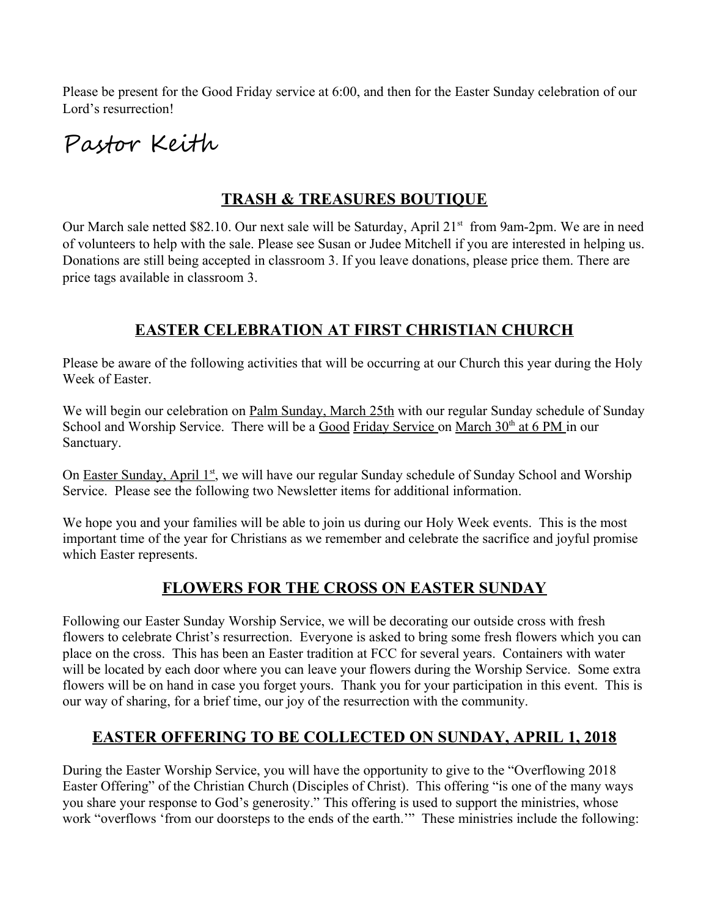Please be present for the Good Friday service at 6:00, and then for the Easter Sunday celebration of our Lord's resurrection!

Pastor Keith

## TRASH & TREASURES BOUTIQUE

Our March sale netted $82.10. Our next sale will be Saturday, April 21st from 9am-2pm. We are in need of volunteers to help with the sale. Please see Susan or Judee Mitchell if you are interested in helping us. Donations are still being accepted in classroom 3. If you leave donations, please price them. There are price tags available in classroom 3.

## EASTER CELEBRATION AT FIRST CHRISTIAN CHURCH

Please be aware of the following activities that will be occurring at our Church this year during the Holy Week of Easter.

We will begin our celebration on Palm Sunday, March 25th with our regular Sunday schedule of Sunday School and Worship Service. There will be a Good Friday Service on March 30th at 6 PM in our Sanctuary.

On Easter Sunday, April 1st, we will have our regular Sunday schedule of Sunday School and Worship Service. Please see the following two Newsletter items for additional information.

We hope you and your families will be able to join us during our Holy Week events. This is the most important time of the year for Christians as we remember and celebrate the sacrifice and joyful promise which Easter represents.

## FLOWERS FOR THE CROSS ON EASTER SUNDAY

Following our Easter Sunday Worship Service, we will be decorating our outside cross with fresh flowers to celebrate Christ's resurrection. Everyone is asked to bring some fresh flowers which you can place on the cross. This has been an Easter tradition at FCC for several years. Containers with water will be located by each door where you can leave your flowers during the Worship Service. Some extra flowers will be on hand in case you forget yours. Thank you for your participation in this event. This is our way of sharing, for a brief time, our joy of the resurrection with the community.

## EASTER OFFERING TO BE COLLECTED ON SUNDAY, APRIL 1, 2018

During the Easter Worship Service, you will have the opportunity to give to the "Overflowing 2018 Easter Offering" of the Christian Church (Disciples of Christ). This offering "is one of the many ways you share your response to God's generosity." This offering is used to support the ministries, whose work "overflows 'from our doorsteps to the ends of the earth.'" These ministries include the following: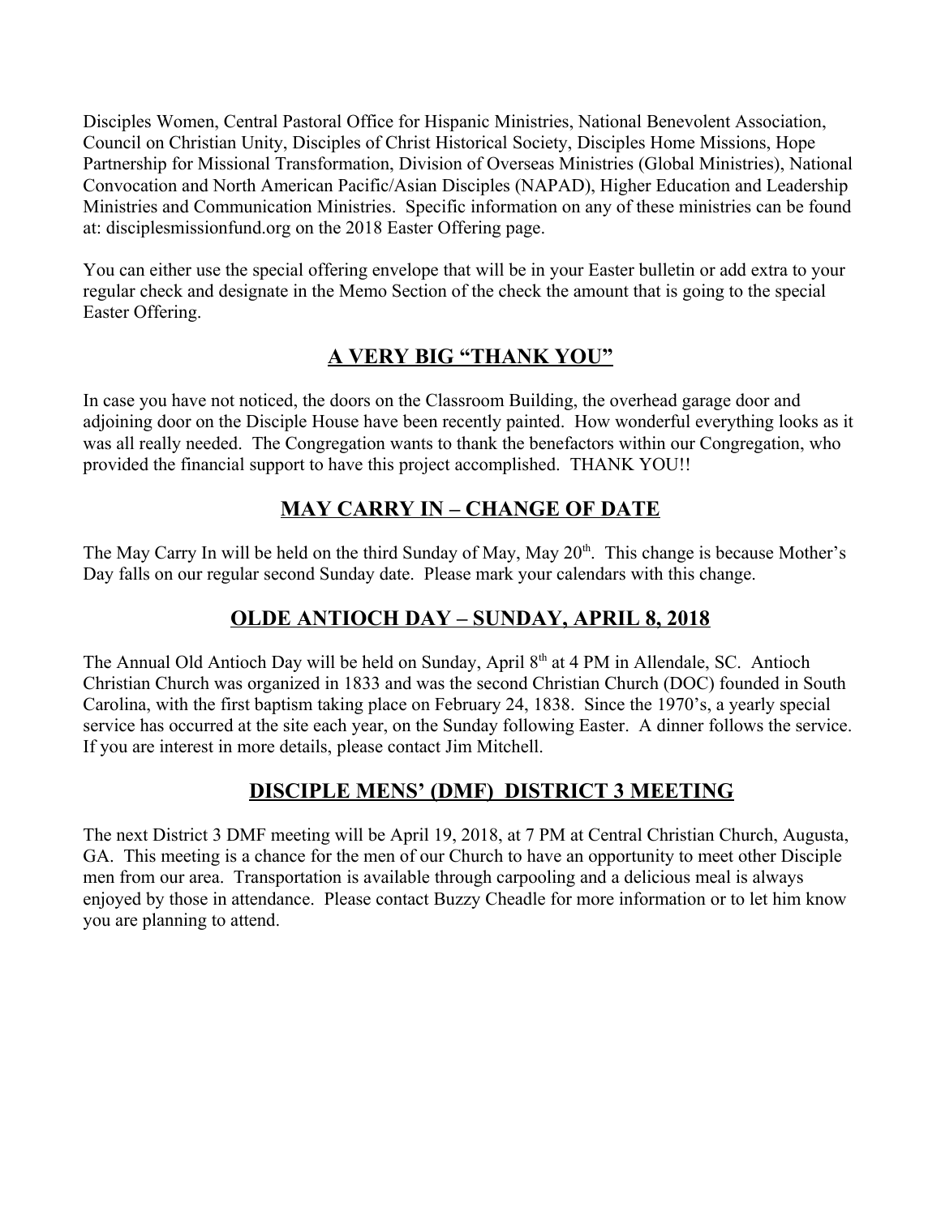Disciples Women, Central Pastoral Office for Hispanic Ministries, National Benevolent Association, Council on Christian Unity, Disciples of Christ Historical Society, Disciples Home Missions, Hope Partnership for Missional Transformation, Division of Overseas Ministries (Global Ministries), National Convocation and North American Pacific/Asian Disciples (NAPAD), Higher Education and Leadership Ministries and Communication Ministries. Specific information on any of these ministries can be found at: disciplesmissionfund.org on the 2018 Easter Offering page.

You can either use the special offering envelope that will be in your Easter bulletin or add extra to your regular check and designate in the Memo Section of the check the amount that is going to the special Easter Offering.

## A VERY BIG "THANK YOU"

In case you have not noticed, the doors on the Classroom Building, the overhead garage door and adjoining door on the Disciple House have been recently painted. How wonderful everything looks as it was all really needed. The Congregation wants to thank the benefactors within our Congregation, who provided the financial support to have this project accomplished. THANK YOU!!

## MAY CARRY IN – CHANGE OF DATE

The May Carry In will be held on the third Sunday of May, May 20th. This change is because Mother's Day falls on our regular second Sunday date. Please mark your calendars with this change.

## OLDE ANTIOCH DAY – SUNDAY, APRIL 8, 2018

The Annual Old Antioch Day will be held on Sunday, April 8th at 4 PM in Allendale, SC. Antioch Christian Church was organized in 1833 and was the second Christian Church (DOC) founded in South Carolina, with the first baptism taking place on February 24, 1838. Since the 1970's, a yearly special service has occurred at the site each year, on the Sunday following Easter. A dinner follows the service. If you are interest in more details, please contact Jim Mitchell.

## DISCIPLE MENS' (DMF) DISTRICT 3 MEETING

The next District 3 DMF meeting will be April 19, 2018, at 7 PM at Central Christian Church, Augusta, GA. This meeting is a chance for the men of our Church to have an opportunity to meet other Disciple men from our area. Transportation is available through carpooling and a delicious meal is always enjoyed by those in attendance. Please contact Buzzy Cheadle for more information or to let him know you are planning to attend.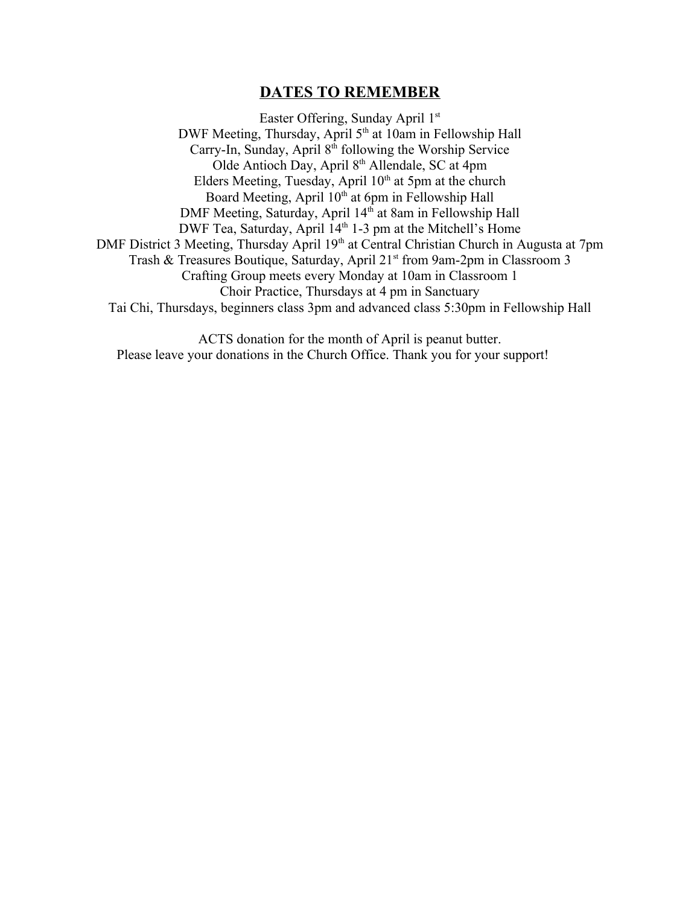## DATES TO REMEMBER

Easter Offering, Sunday April 1st
DWF Meeting, Thursday, April 5th at 10am in Fellowship Hall
Carry-In, Sunday, April 8th following the Worship Service
Olde Antioch Day, April 8th Allendale, SC at 4pm
Elders Meeting, Tuesday, April 10th at 5pm at the church
Board Meeting, April 10th at 6pm in Fellowship Hall
DMF Meeting, Saturday, April 14th at 8am in Fellowship Hall
DWF Tea, Saturday, April 14th 1-3 pm at the Mitchell's Home
DMF District 3 Meeting, Thursday April 19th at Central Christian Church in Augusta at 7pm
Trash & Treasures Boutique, Saturday, April 21st from 9am-2pm in Classroom 3
Crafting Group meets every Monday at 10am in Classroom 1
Choir Practice, Thursdays at 4 pm in Sanctuary
Tai Chi, Thursdays, beginners class 3pm and advanced class 5:30pm in Fellowship Hall

ACTS donation for the month of April is peanut butter.
Please leave your donations in the Church Office. Thank you for your support!